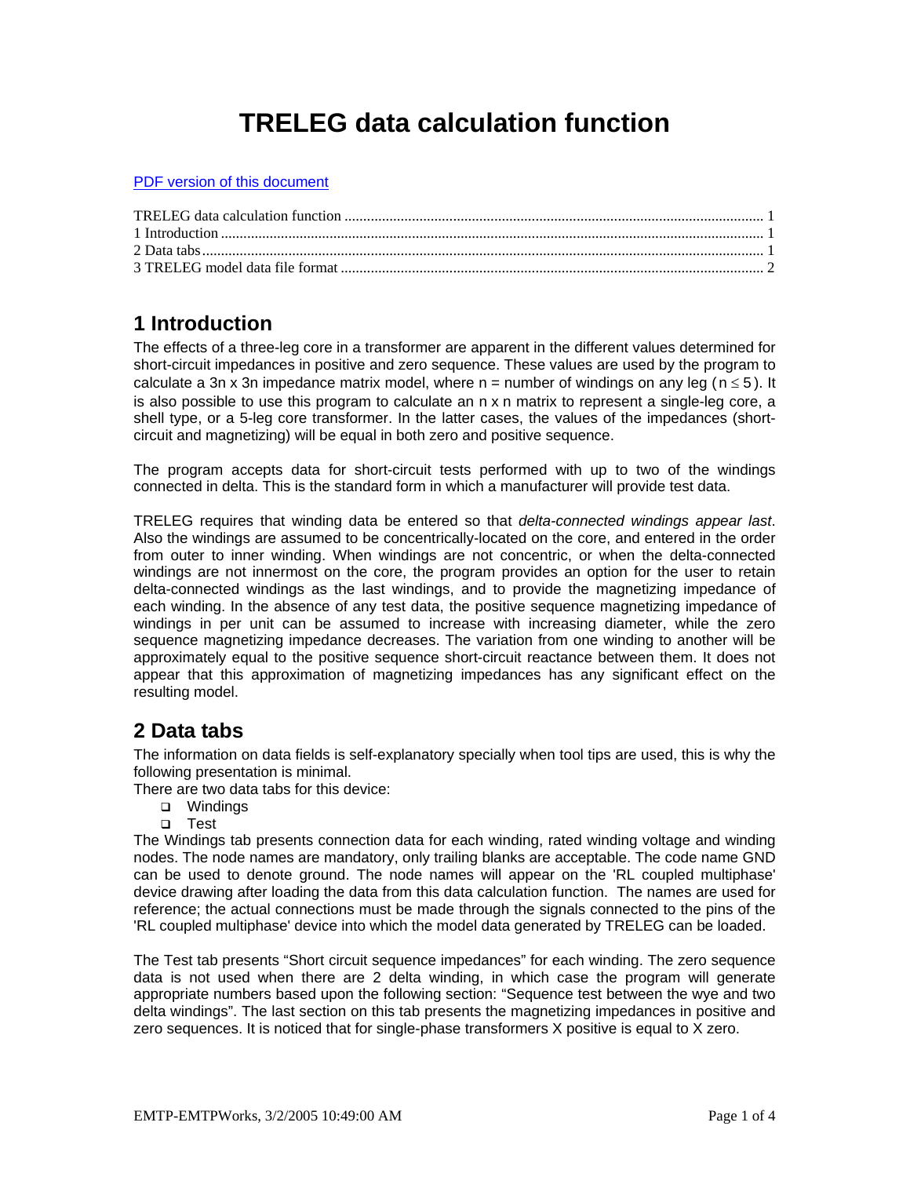# TRELEG data calculation function

PDF version of this document

TRELEG data calculation function ........................................................................................................ 1
1 Introduction ........................................................................................................................................ 1
2 Data tabs ............................................................................................................................................. 1
3 TRELEG model data file format ......................................................................................................... 2

## 1 Introduction

The effects of a three-leg core in a transformer are apparent in the different values determined for short-circuit impedances in positive and zero sequence. These values are used by the program to calculate a 3n x 3n impedance matrix model, where n = number of windings on any leg ($n \leq 5$). It is also possible to use this program to calculate an n x n matrix to represent a single-leg core, a shell type, or a 5-leg core transformer. In the latter cases, the values of the impedances (short-circuit and magnetizing) will be equal in both zero and positive sequence.

The program accepts data for short-circuit tests performed with up to two of the windings connected in delta. This is the standard form in which a manufacturer will provide test data.

TRELEG requires that winding data be entered so that *delta-connected windings appear last*. Also the windings are assumed to be concentrically-located on the core, and entered in the order from outer to inner winding. When windings are not concentric, or when the delta-connected windings are not innermost on the core, the program provides an option for the user to retain delta-connected windings as the last windings, and to provide the magnetizing impedance of each winding. In the absence of any test data, the positive sequence magnetizing impedance of windings in per unit can be assumed to increase with increasing diameter, while the zero sequence magnetizing impedance decreases. The variation from one winding to another will be approximately equal to the positive sequence short-circuit reactance between them. It does not appear that this approximation of magnetizing impedances has any significant effect on the resulting model.

## 2 Data tabs

The information on data fields is self-explanatory specially when tool tips are used, this is why the following presentation is minimal.

There are two data tabs for this device:

- Windings
- Test

The Windings tab presents connection data for each winding, rated winding voltage and winding nodes. The node names are mandatory, only trailing blanks are acceptable. The code name GND can be used to denote ground. The node names will appear on the 'RL coupled multiphase' device drawing after loading the data from this data calculation function. The names are used for reference; the actual connections must be made through the signals connected to the pins of the 'RL coupled multiphase' device into which the model data generated by TRELEG can be loaded.

The Test tab presents "Short circuit sequence impedances" for each winding. The zero sequence data is not used when there are 2 delta winding, in which case the program will generate appropriate numbers based upon the following section: "Sequence test between the wye and two delta windings". The last section on this tab presents the magnetizing impedances in positive and zero sequences. It is noticed that for single-phase transformers X positive is equal to X zero.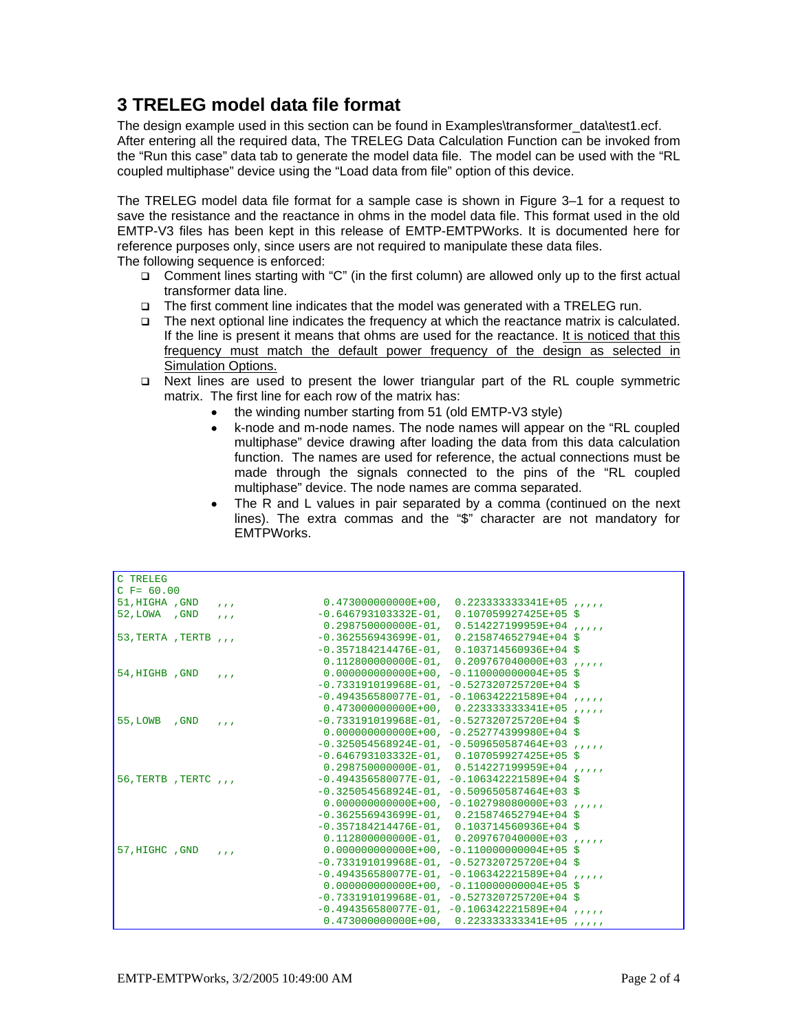## 3 TRELEG model data file format

The design example used in this section can be found in Examples\transformer_data\test1.ecf. After entering all the required data, The TRELEG Data Calculation Function can be invoked from the "Run this case" data tab to generate the model data file. The model can be used with the "RL coupled multiphase" device using the "Load data from file" option of this device.

The TRELEG model data file format for a sample case is shown in Figure 3–1 for a request to save the resistance and the reactance in ohms in the model data file. This format used in the old EMTP-V3 files has been kept in this release of EMTP-EMTPWorks. It is documented here for reference purposes only, since users are not required to manipulate these data files.

The following sequence is enforced:

- Comment lines starting with "C" (in the first column) are allowed only up to the first actual transformer data line.
- The first comment line indicates that the model was generated with a TRELEG run.
- The next optional line indicates the frequency at which the reactance matrix is calculated. If the line is present it means that ohms are used for the reactance. <u>It is noticed that this frequency must match the default power frequency of the design as selected in Simulation Options.</u>
- Next lines are used to present the lower triangular part of the RL couple symmetric matrix. The first line for each row of the matrix has:
  - the winding number starting from 51 (old EMTP-V3 style)
  - k-node and m-node names. The node names will appear on the "RL coupled multiphase" device drawing after loading the data from this data calculation function. The names are used for reference, the actual connections must be made through the signals connected to the pins of the "RL coupled multiphase" device. The node names are comma separated.
  - The R and L values in pair separated by a comma (continued on the next lines). The extra commas and the "$" character are not mandatory for EMTPWorks.

```
C TRELEG
C F= 60.00
51,HIGHA ,GND   ,,,          0.473000000000E+00,  0.223333333341E+05 ,,,,,
52,LOWA  ,GND   ,,,         -0.646793103332E-01,  0.107059927425E+05 $
                             0.298750000000E-01,  0.514227199959E+04 ,,,,,
53,TERTA ,TERTB ,,,         -0.362556943699E-01,  0.215874652794E+04 $
                            -0.357184214476E-01,  0.103714560936E+04 $
                             0.112800000000E-01,  0.209767040000E+03 ,,,,,
54,HIGHB ,GND   ,,,          0.000000000000E+00, -0.110000000004E+05 $
                            -0.733191019968E-01, -0.527320725720E+04 $
                            -0.494356580077E-01, -0.106342221589E+04 ,,,,,
                             0.473000000000E+00,  0.223333333341E+05 ,,,,,
55,LOWB  ,GND   ,,,         -0.733191019968E-01, -0.527320725720E+04 $
                             0.000000000000E+00, -0.252774399980E+04 $
                            -0.325054568924E-01, -0.509650587464E+03 ,,,,,
                            -0.646793103332E-01,  0.107059927425E+05 $
                             0.298750000000E-01,  0.514227199959E+04 ,,,,,
56,TERTB ,TERTC ,,,         -0.494356580077E-01, -0.106342221589E+04 $
                            -0.325054568924E-01, -0.509650587464E+03 $
                             0.000000000000E+00, -0.102798080000E+03 ,,,,,
                            -0.362556943699E-01,  0.215874652794E+04 $
                            -0.357184214476E-01,  0.103714560936E+04 $
                             0.112800000000E-01,  0.209767040000E+03 ,,,,,
57,HIGHC ,GND   ,,,          0.000000000000E+00, -0.110000000004E+05 $
                            -0.733191019968E-01, -0.527320725720E+04 $
                            -0.494356580077E-01, -0.106342221589E+04 ,,,,,
                             0.000000000000E+00, -0.110000000004E+05 $
                            -0.733191019968E-01, -0.527320725720E+04 $
                            -0.494356580077E-01, -0.106342221589E+04 ,,,,,
                             0.473000000000E+00,  0.223333333341E+05 ,,,,,
```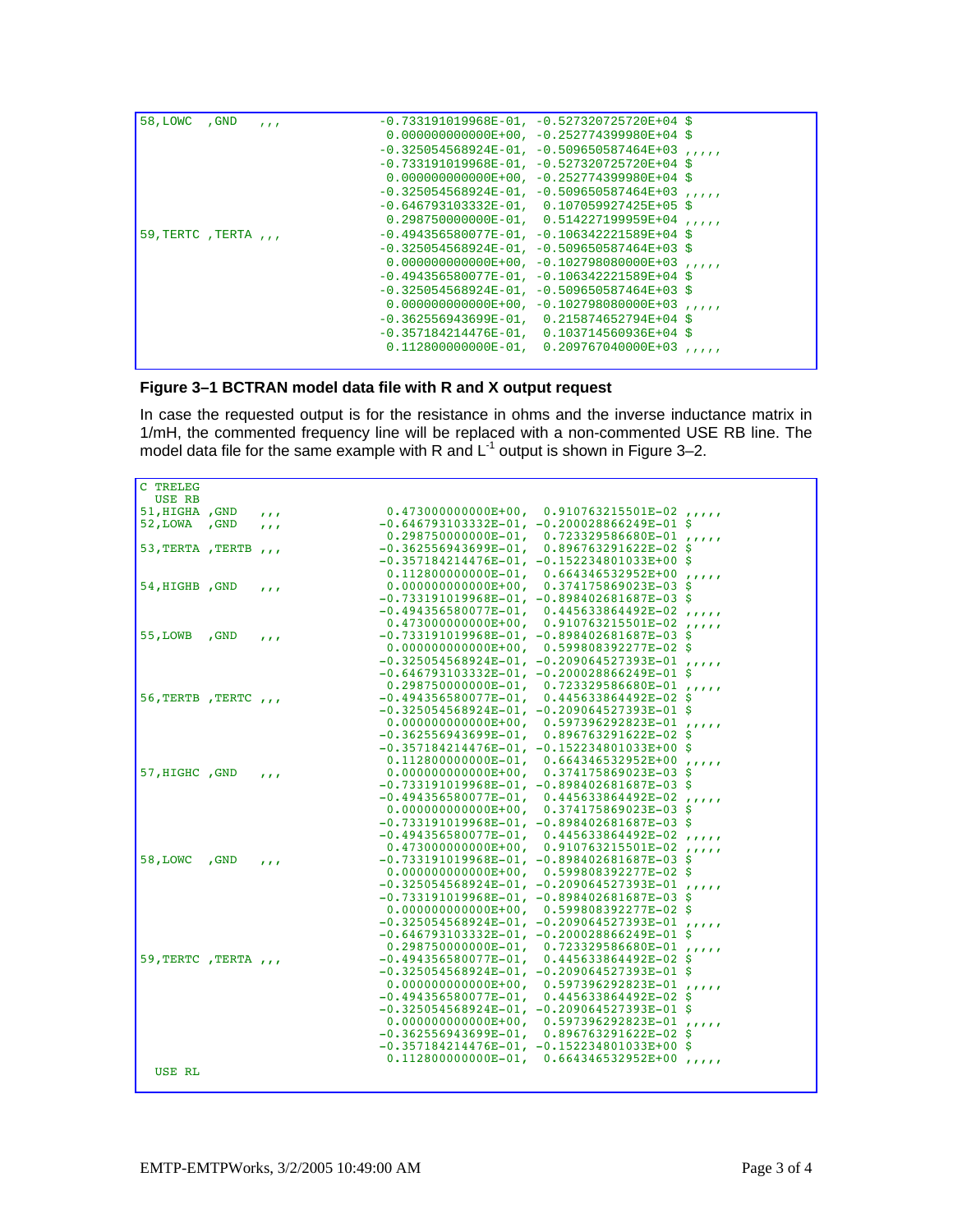```
58,LOWC  ,GND   ,,,            -0.733191019968E-01, -0.527320725720E+04 $
                                0.000000000000E+00, -0.252774399980E+04 $
                               -0.325054568924E-01, -0.509650587464E+03 ,,,,,
                               -0.733191019968E-01, -0.527320725720E+04 $
                                0.000000000000E+00, -0.252774399980E+04 $
                               -0.325054568924E-01, -0.509650587464E+03 ,,,,,
                               -0.646793103332E-01,  0.107059927425E+05 $
                                0.298750000000E-01,  0.514227199959E+04 ,,,,,
59,TERTC ,TERTA ,,,            -0.494356580077E-01, -0.106342221589E+04 $
                               -0.325054568924E-01, -0.509650587464E+03 $
                                0.000000000000E+00, -0.102798080000E+03 ,,,,,
                               -0.494356580077E-01, -0.106342221589E+04 $
                               -0.325054568924E-01, -0.509650587464E+03 $
                                0.000000000000E+00, -0.102798080000E+03 ,,,,,
                               -0.362556943699E-01,  0.215874652794E+04 $
                               -0.357184214476E-01,  0.103714560936E+04 $
                                0.112800000000E-01,  0.209767040000E+03 ,,,,,
```

**Figure 3–1 BCTRAN model data file with R and X output request**

In case the requested output is for the resistance in ohms and the inverse inductance matrix in 1/mH, the commented frequency line will be replaced with a non-commented USE RB line. The model data file for the same example with R and $L^{-1}$ output is shown in Figure 3–2.

```
C TRELEG
  USE RB
51,HIGHA ,GND   ,,,             0.473000000000E+00,  0.910763215501E-02 ,,,,,
52,LOWA  ,GND   ,,,            -0.646793103332E-01, -0.200028866249E-01 $
                                0.298750000000E-01,  0.723329586680E-01 ,,,,,
53,TERTA ,TERTB ,,,            -0.362556943699E-01,  0.896763291622E-02 $
                               -0.357184214476E-01, -0.152234801033E+00 $
                                0.112800000000E-01,  0.664346532952E+00 ,,,,,
54,HIGHB ,GND   ,,,             0.000000000000E+00,  0.374175869023E-03 $
                               -0.733191019968E-01, -0.898402681687E-03 $
                               -0.494356580077E-01,  0.445633864492E-02 ,,,,,
                                0.473000000000E+00,  0.910763215501E-02 ,,,,,
55,LOWB  ,GND   ,,,            -0.733191019968E-01, -0.898402681687E-03 $
                                0.000000000000E+00,  0.599808392277E-02 $
                               -0.325054568924E-01, -0.209064527393E-01 ,,,,,
                               -0.646793103332E-01, -0.200028866249E-01 $
                                0.298750000000E-01,  0.723329586680E-01 ,,,,,
56,TERTB ,TERTC ,,,            -0.494356580077E-01,  0.445633864492E-02 $
                               -0.325054568924E-01, -0.209064527393E-01 $
                                0.000000000000E+00,  0.597396292823E-01 ,,,,,
                               -0.362556943699E-01,  0.896763291622E-02 $
                               -0.357184214476E-01, -0.152234801033E+00 $
                                0.112800000000E-01,  0.664346532952E+00 ,,,,,
57,HIGHC ,GND   ,,,             0.000000000000E+00,  0.374175869023E-03 $
                               -0.733191019968E-01, -0.898402681687E-03 $
                               -0.494356580077E-01,  0.445633864492E-02 ,,,,,
                                0.000000000000E+00,  0.374175869023E-03 $
                               -0.733191019968E-01, -0.898402681687E-03 $
                               -0.494356580077E-01,  0.445633864492E-02 ,,,,,
                                0.473000000000E+00,  0.910763215501E-02 ,,,,,
58,LOWC  ,GND   ,,,            -0.733191019968E-01, -0.898402681687E-03 $
                                0.000000000000E+00,  0.599808392277E-02 $
                               -0.325054568924E-01, -0.209064527393E-01 ,,,,,
                               -0.733191019968E-01, -0.898402681687E-03 $
                                0.000000000000E+00,  0.599808392277E-02 $
                               -0.325054568924E-01, -0.209064527393E-01 ,,,,,
                               -0.646793103332E-01, -0.200028866249E-01 $
                                0.298750000000E-01,  0.723329586680E-01 ,,,,,
59,TERTC ,TERTA ,,,            -0.494356580077E-01,  0.445633864492E-02 $
                               -0.325054568924E-01, -0.209064527393E-01 $
                                0.000000000000E+00,  0.597396292823E-01 ,,,,,
                               -0.494356580077E-01,  0.445633864492E-02 $
                               -0.325054568924E-01, -0.209064527393E-01 $
                                0.000000000000E+00,  0.597396292823E-01 ,,,,,
                               -0.362556943699E-01,  0.896763291622E-02 $
                               -0.357184214476E-01, -0.152234801033E+00 $
                                0.112800000000E-01,  0.664346532952E+00 ,,,,,
  USE RL
```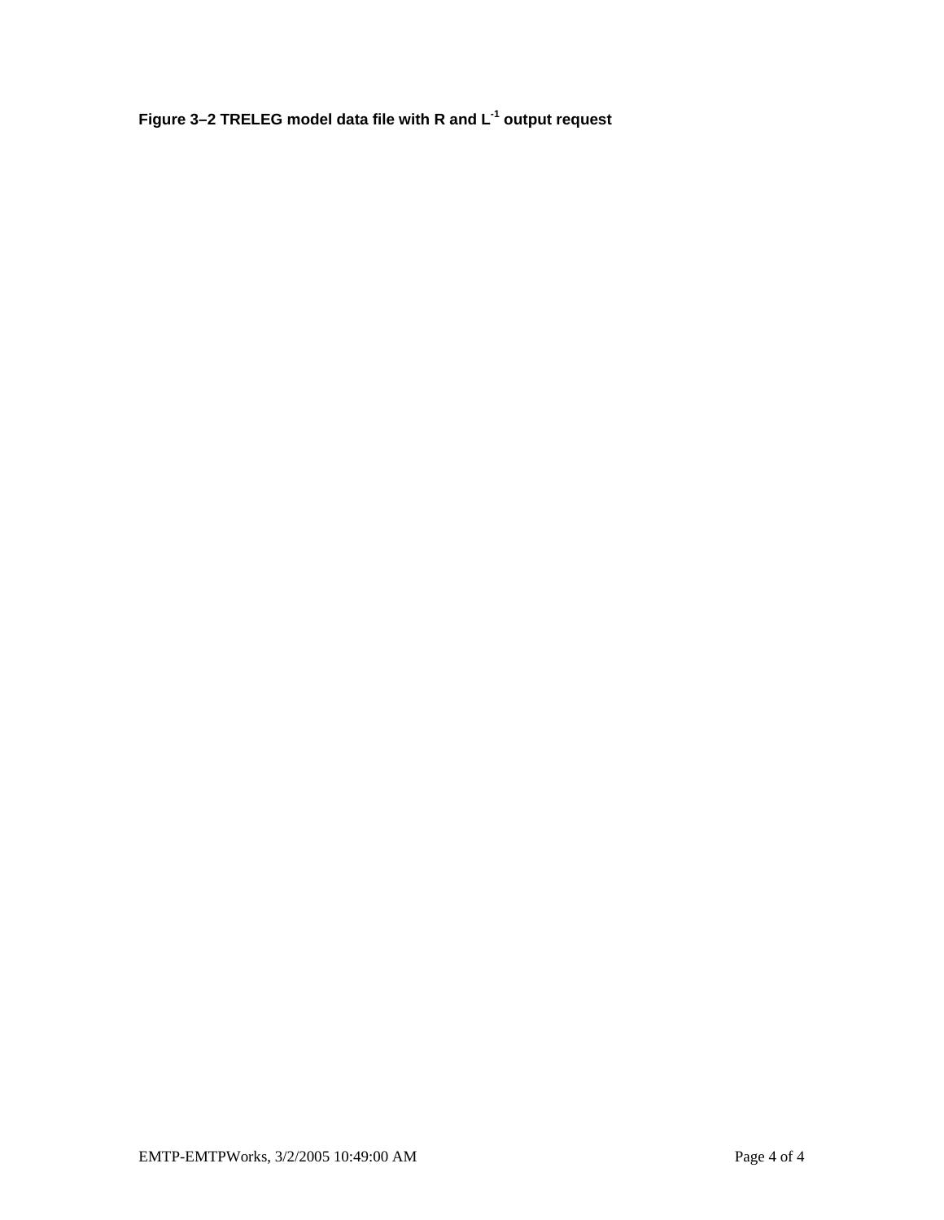**Figure 3–2 TRELEG model data file with R and $L^{-1}$ output request**